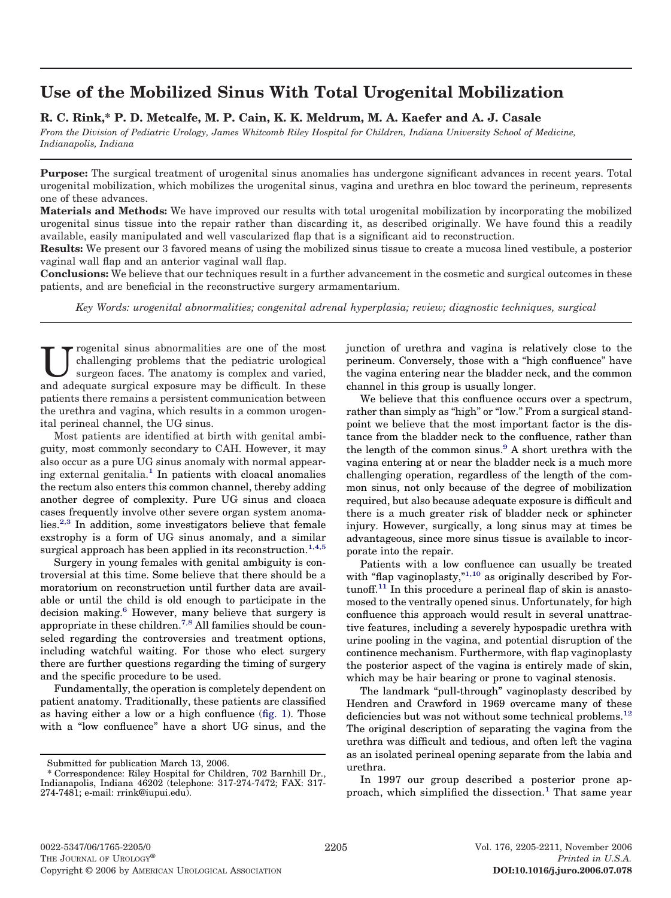# Use of the Mobilized Sinus With Total Urogenital Mobilization

**R. C. Rink,\* P. D. Metcalfe, M. P. Cain, K. K. Meldrum, M. A. Kaefer and A. J. Casale**

*From the Division of Pediatric Urology, James Whitcomb Riley Hospital for Children, Indiana University School of Medicine, Indianapolis, Indiana*

**Purpose:** The surgical treatment of urogenital sinus anomalies has undergone significant advances in recent years. Total urogenital mobilization, which mobilizes the urogenital sinus, vagina and urethra en bloc toward the perineum, represents one of these advances.

**Materials and Methods:** We have improved our results with total urogenital mobilization by incorporating the mobilized urogenital sinus tissue into the repair rather than discarding it, as described originally. We have found this a readily available, easily manipulated and well vascularized flap that is a significant aid to reconstruction.

**Results:** We present our 3 favored means of using the mobilized sinus tissue to create a mucosa lined vestibule, a posterior vaginal wall flap and an anterior vaginal wall flap.

**Conclusions:** We believe that our techniques result in a further advancement in the cosmetic and surgical outcomes in these patients, and are beneficial in the reconstructive surgery armamentarium.

*Key Words: urogenital abnormalities; congenital adrenal hyperplasia; review; diagnostic techniques, surgical*

Urogenital sinus abnormalities are one of the most challenging problems that the pediatric urological surgeon faces. The anatomy is complex and varied, and adequate surgical exposure may be difficult. In these patients there remains a persistent communication between the urethra and vagina, which results in a common urogenital perineal channel, the UG sinus.

Most patients are identified at birth with genital ambiguity, most commonly secondary to CAH. However, it may also occur as a pure UG sinus anomaly with normal appearing external genitalia.[1] In patients with cloacal anomalies the rectum also enters this common channel, thereby adding another degree of complexity. Pure UG sinus and cloaca cases frequently involve other severe organ system anomalies.[2,3] In addition, some investigators believe that female exstrophy is a form of UG sinus anomaly, and a similar surgical approach has been applied in its reconstruction.[1,4,5]

Surgery in young females with genital ambiguity is controversial at this time. Some believe that there should be a moratorium on reconstruction until further data are available or until the child is old enough to participate in the decision making.[6] However, many believe that surgery is appropriate in these children.[7,8] All families should be counseled regarding the controversies and treatment options, including watchful waiting. For those who elect surgery there are further questions regarding the timing of surgery and the specific procedure to be used.

Fundamentally, the operation is completely dependent on patient anatomy. Traditionally, these patients are classified as having either a low or a high confluence (fig. 1). Those with a "low confluence" have a short UG sinus, and the junction of urethra and vagina is relatively close to the perineum. Conversely, those with a "high confluence" have the vagina entering near the bladder neck, and the common channel in this group is usually longer.

We believe that this confluence occurs over a spectrum, rather than simply as "high" or "low." From a surgical standpoint we believe that the most important factor is the distance from the bladder neck to the confluence, rather than the length of the common sinus.[9] A short urethra with the vagina entering at or near the bladder neck is a much more challenging operation, regardless of the length of the common sinus, not only because of the degree of mobilization required, but also because adequate exposure is difficult and there is a much greater risk of bladder neck or sphincter injury. However, surgically, a long sinus may at times be advantageous, since more sinus tissue is available to incorporate into the repair.

Patients with a low confluence can usually be treated with "flap vaginoplasty,"[1,10] as originally described by Fortunoff.[11] In this procedure a perineal flap of skin is anastomosed to the ventrally opened sinus. Unfortunately, for high confluence this approach would result in several unattractive features, including a severely hypospadic urethra with urine pooling in the vagina, and potential disruption of the continence mechanism. Furthermore, with flap vaginoplasty the posterior aspect of the vagina is entirely made of skin, which may be hair bearing or prone to vaginal stenosis.

The landmark "pull-through" vaginoplasty described by Hendren and Crawford in 1969 overcame many of these deficiencies but was not without some technical problems.[12] The original description of separating the vagina from the urethra was difficult and tedious, and often left the vagina as an isolated perineal opening separate from the labia and urethra.

In 1997 our group described a posterior prone approach, which simplified the dissection.[1] That same year

Submitted for publication March 13, 2006.

\* Correspondence: Riley Hospital for Children, 702 Barnhill Dr., Indianapolis, Indiana 46202 (telephone: 317-274-7472; FAX: 317-274-7481; e-mail: rrink@iupui.edu).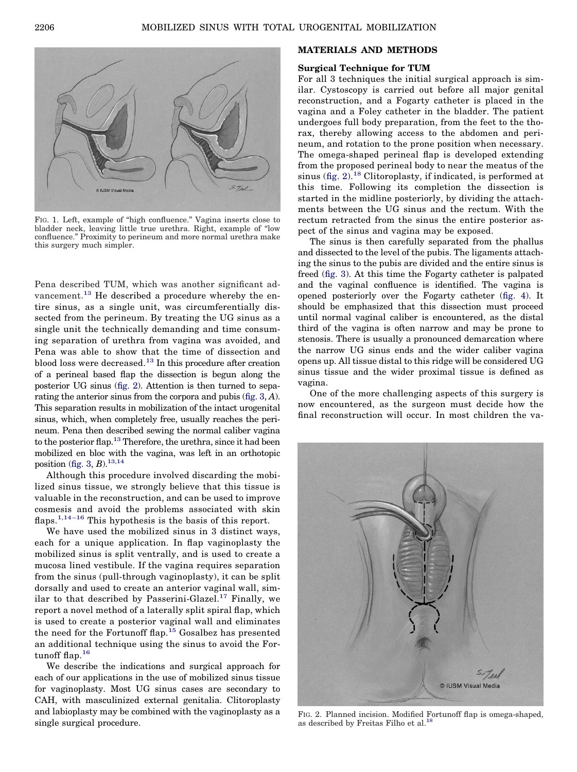FIG. 1. Left, example of "high confluence." Vagina inserts close to bladder neck, leaving little true urethra. Right, example of "low confluence." Proximity to perineum and more normal urethra make this surgery much simpler.

Pena described TUM, which was another significant advancement.[13] He described a procedure whereby the entire sinus, as a single unit, was circumferentially dissected from the perineum. By treating the UG sinus as a single unit the technically demanding and time consuming separation of urethra from vagina was avoided, and Pena was able to show that the time of dissection and blood loss were decreased.[13] In this procedure after creation of a perineal based flap the dissection is begun along the posterior UG sinus (fig. 2). Attention is then turned to separating the anterior sinus from the corpora and pubis (fig. 3, *A*). This separation results in mobilization of the intact urogenital sinus, which, when completely free, usually reaches the perineum. Pena then described sewing the normal caliber vagina to the posterior flap.[13] Therefore, the urethra, since it had been mobilized en bloc with the vagina, was left in an orthotopic position (fig. 3, *B*).[13,14]

Although this procedure involved discarding the mobilized sinus tissue, we strongly believe that this tissue is valuable in the reconstruction, and can be used to improve cosmesis and avoid the problems associated with skin flaps.[1,14–16] This hypothesis is the basis of this report.

We have used the mobilized sinus in 3 distinct ways, each for a unique application. In flap vaginoplasty the mobilized sinus is split ventrally, and is used to create a mucosa lined vestibule. If the vagina requires separation from the sinus (pull-through vaginoplasty), it can be split dorsally and used to create an anterior vaginal wall, similar to that described by Passerini-Glazel.[17] Finally, we report a novel method of a laterally split spiral flap, which is used to create a posterior vaginal wall and eliminates the need for the Fortunoff flap.[15] Gosalbez has presented an additional technique using the sinus to avoid the Fortunoff flap.[16]

We describe the indications and surgical approach for each of our applications in the use of mobilized sinus tissue for vaginoplasty. Most UG sinus cases are secondary to CAH, with masculinized external genitalia. Clitoroplasty and labioplasty may be combined with the vaginoplasty as a single surgical procedure.

## MATERIALS AND METHODS

### Surgical Technique for TUM

For all 3 techniques the initial surgical approach is similar. Cystoscopy is carried out before all major genital reconstruction, and a Fogarty catheter is placed in the vagina and a Foley catheter in the bladder. The patient undergoes full body preparation, from the feet to the thorax, thereby allowing access to the abdomen and perineum, and rotation to the prone position when necessary. The omega-shaped perineal flap is developed extending from the proposed perineal body to near the meatus of the sinus (fig. 2).[18] Clitoroplasty, if indicated, is performed at this time. Following its completion the dissection is started in the midline posteriorly, by dividing the attachments between the UG sinus and the rectum. With the rectum retracted from the sinus the entire posterior aspect of the sinus and vagina may be exposed.

The sinus is then carefully separated from the phallus and dissected to the level of the pubis. The ligaments attaching the sinus to the pubis are divided and the entire sinus is freed (fig. 3). At this time the Fogarty catheter is palpated and the vaginal confluence is identified. The vagina is opened posteriorly over the Fogarty catheter (fig. 4). It should be emphasized that this dissection must proceed until normal vaginal caliber is encountered, as the distal third of the vagina is often narrow and may be prone to stenosis. There is usually a pronounced demarcation where the narrow UG sinus ends and the wider caliber vagina opens up. All tissue distal to this ridge will be considered UG sinus tissue and the wider proximal tissue is defined as vagina.

One of the more challenging aspects of this surgery is now encountered, as the surgeon must decide how the final reconstruction will occur. In most children the va-

FIG. 2. Planned incision. Modified Fortunoff flap is omega-shaped, as described by Freitas Filho et al.[18]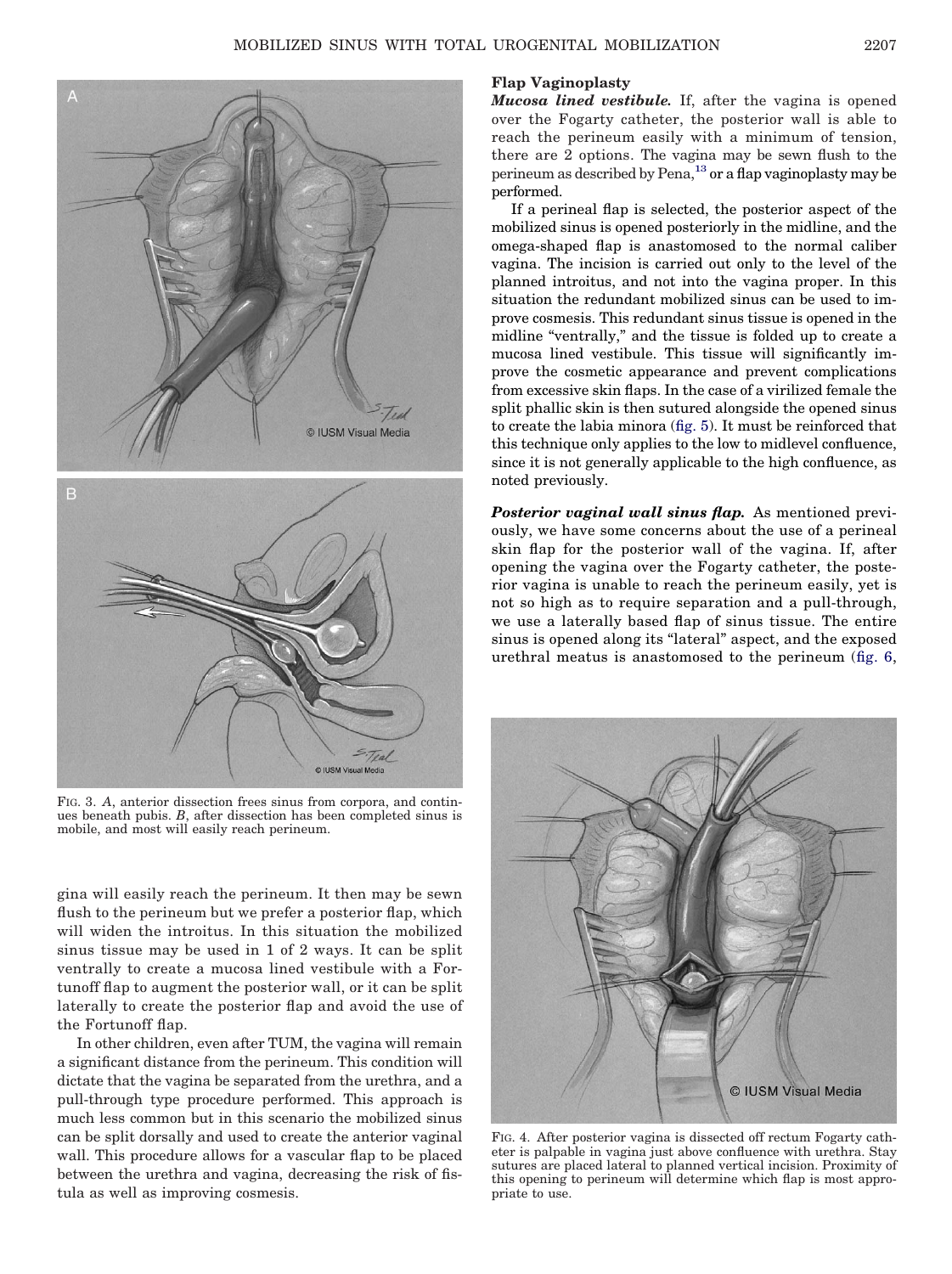FIG. 3. *A*, anterior dissection frees sinus from corpora, and continues beneath pubis. *B*, after dissection has been completed sinus is mobile, and most will easily reach perineum.

gina will easily reach the perineum. It then may be sewn flush to the perineum but we prefer a posterior flap, which will widen the introitus. In this situation the mobilized sinus tissue may be used in 1 of 2 ways. It can be split ventrally to create a mucosa lined vestibule with a Fortunoff flap to augment the posterior wall, or it can be split laterally to create the posterior flap and avoid the use of the Fortunoff flap.

In other children, even after TUM, the vagina will remain a significant distance from the perineum. This condition will dictate that the vagina be separated from the urethra, and a pull-through type procedure performed. This approach is much less common but in this scenario the mobilized sinus can be split dorsally and used to create the anterior vaginal wall. This procedure allows for a vascular flap to be placed between the urethra and vagina, decreasing the risk of fistula as well as improving cosmesis.

## Flap Vaginoplasty

***Mucosa lined vestibule.*** If, after the vagina is opened over the Fogarty catheter, the posterior wall is able to reach the perineum easily with a minimum of tension, there are 2 options. The vagina may be sewn flush to the perineum as described by Pena,[13] or a flap vaginoplasty may be performed.

If a perineal flap is selected, the posterior aspect of the mobilized sinus is opened posteriorly in the midline, and the omega-shaped flap is anastomosed to the normal caliber vagina. The incision is carried out only to the level of the planned introitus, and not into the vagina proper. In this situation the redundant mobilized sinus can be used to improve cosmesis. This redundant sinus tissue is opened in the midline "ventrally," and the tissue is folded up to create a mucosa lined vestibule. This tissue will significantly improve the cosmetic appearance and prevent complications from excessive skin flaps. In the case of a virilized female the split phallic skin is then sutured alongside the opened sinus to create the labia minora (fig. 5). It must be reinforced that this technique only applies to the low to midlevel confluence, since it is not generally applicable to the high confluence, as noted previously.

***Posterior vaginal wall sinus flap.*** As mentioned previously, we have some concerns about the use of a perineal skin flap for the posterior wall of the vagina. If, after opening the vagina over the Fogarty catheter, the posterior vagina is unable to reach the perineum easily, yet is not so high as to require separation and a pull-through, we use a laterally based flap of sinus tissue. The entire sinus is opened along its "lateral" aspect, and the exposed urethral meatus is anastomosed to the perineum (fig. 6,

FIG. 4. After posterior vagina is dissected off rectum Fogarty catheter is palpable in vagina just above confluence with urethra. Stay sutures are placed lateral to planned vertical incision. Proximity of this opening to perineum will determine which flap is most appropriate to use.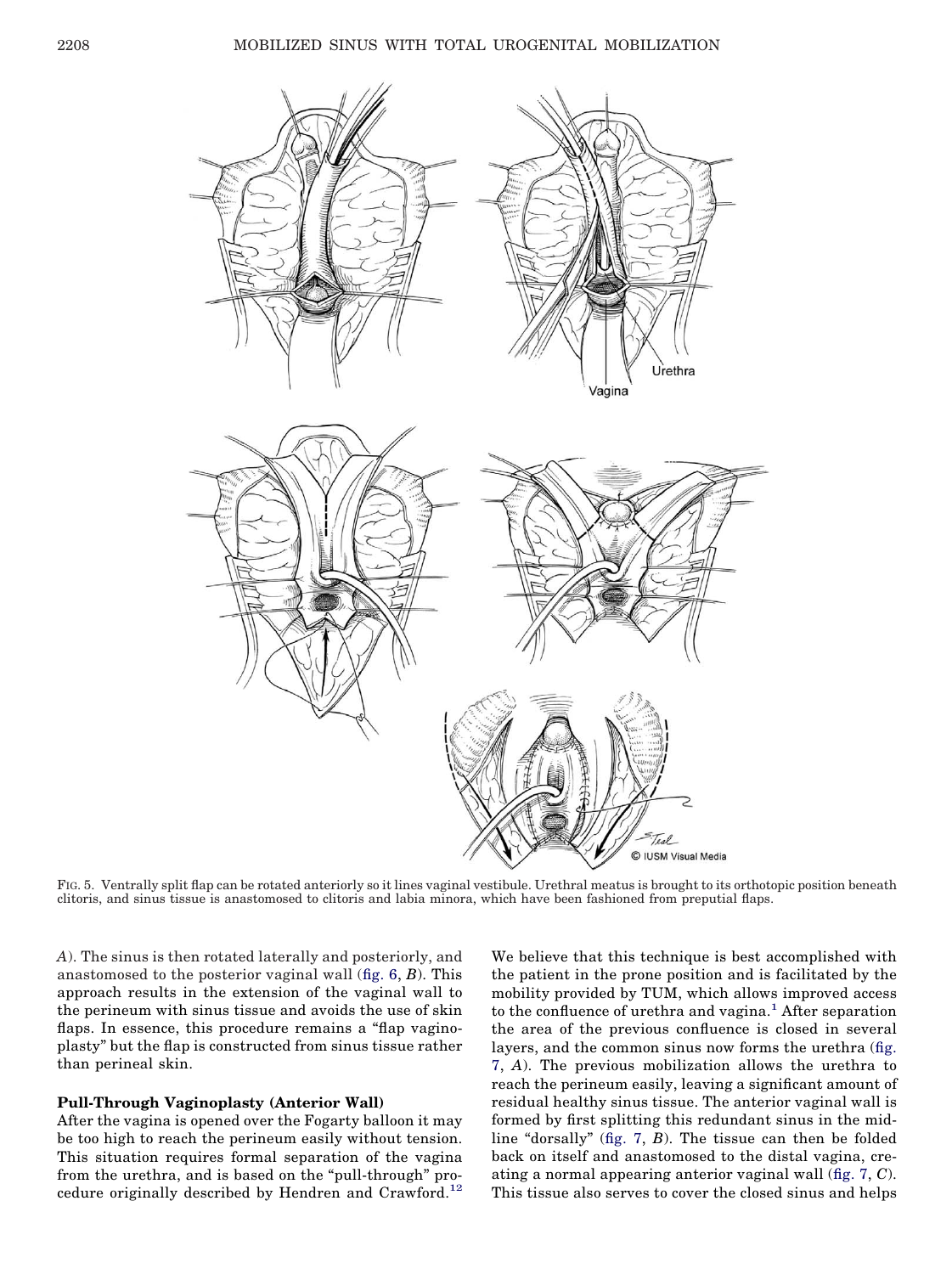FIG. 5. Ventrally split flap can be rotated anteriorly so it lines vaginal vestibule. Urethral meatus is brought to its orthotopic position beneath clitoris, and sinus tissue is anastomosed to clitoris and labia minora, which have been fashioned from preputial flaps.

*A*). The sinus is then rotated laterally and posteriorly, and anastomosed to the posterior vaginal wall (fig. 6, *B*). This approach results in the extension of the vaginal wall to the perineum with sinus tissue and avoids the use of skin flaps. In essence, this procedure remains a "flap vaginoplasty" but the flap is constructed from sinus tissue rather than perineal skin.

### Pull-Through Vaginoplasty (Anterior Wall)

After the vagina is opened over the Fogarty balloon it may be too high to reach the perineum easily without tension. This situation requires formal separation of the vagina from the urethra, and is based on the "pull-through" procedure originally described by Hendren and Crawford.[12] We believe that this technique is best accomplished with the patient in the prone position and is facilitated by the mobility provided by TUM, which allows improved access to the confluence of urethra and vagina.[1] After separation the area of the previous confluence is closed in several layers, and the common sinus now forms the urethra (fig. 7, *A*). The previous mobilization allows the urethra to reach the perineum easily, leaving a significant amount of residual healthy sinus tissue. The anterior vaginal wall is formed by first splitting this redundant sinus in the midline "dorsally" (fig. 7, *B*). The tissue can then be folded back on itself and anastomosed to the distal vagina, creating a normal appearing anterior vaginal wall (fig. 7, *C*). This tissue also serves to cover the closed sinus and helps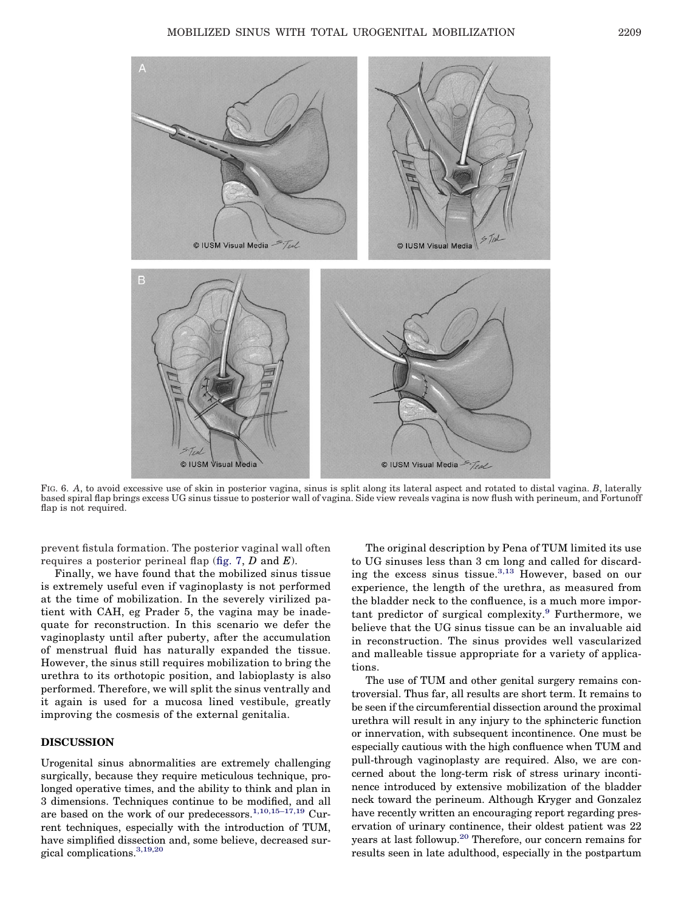FIG. 6. *A*, to avoid excessive use of skin in posterior vagina, sinus is split along its lateral aspect and rotated to distal vagina. *B*, laterally based spiral flap brings excess UG sinus tissue to posterior wall of vagina. Side view reveals vagina is now flush with perineum, and Fortunoff flap is not required.

prevent fistula formation. The posterior vaginal wall often requires a posterior perineal flap (fig. 7, *D* and *E*).

Finally, we have found that the mobilized sinus tissue is extremely useful even if vaginoplasty is not performed at the time of mobilization. In the severely virilized patient with CAH, eg Prader 5, the vagina may be inadequate for reconstruction. In this scenario we defer the vaginoplasty until after puberty, after the accumulation of menstrual fluid has naturally expanded the tissue. However, the sinus still requires mobilization to bring the urethra to its orthotopic position, and labioplasty is also performed. Therefore, we will split the sinus ventrally and it again is used for a mucosa lined vestibule, greatly improving the cosmesis of the external genitalia.

## DISCUSSION

Urogenital sinus abnormalities are extremely challenging surgically, because they require meticulous technique, prolonged operative times, and the ability to think and plan in 3 dimensions. Techniques continue to be modified, and all are based on the work of our predecessors.[1,10,15–17,19] Current techniques, especially with the introduction of TUM, have simplified dissection and, some believe, decreased surgical complications.[3,19,20]

The original description by Pena of TUM limited its use to UG sinuses less than 3 cm long and called for discarding the excess sinus tissue.[3,13] However, based on our experience, the length of the urethra, as measured from the bladder neck to the confluence, is a much more important predictor of surgical complexity.[9] Furthermore, we believe that the UG sinus tissue can be an invaluable aid in reconstruction. The sinus provides well vascularized and malleable tissue appropriate for a variety of applications.

The use of TUM and other genital surgery remains controversial. Thus far, all results are short term. It remains to be seen if the circumferential dissection around the proximal urethra will result in any injury to the sphincteric function or innervation, with subsequent incontinence. One must be especially cautious with the high confluence when TUM and pull-through vaginoplasty are required. Also, we are concerned about the long-term risk of stress urinary incontinence introduced by extensive mobilization of the bladder neck toward the perineum. Although Kryger and Gonzalez have recently written an encouraging report regarding preservation of urinary continence, their oldest patient was 22 years at last followup.[20] Therefore, our concern remains for results seen in late adulthood, especially in the postpartum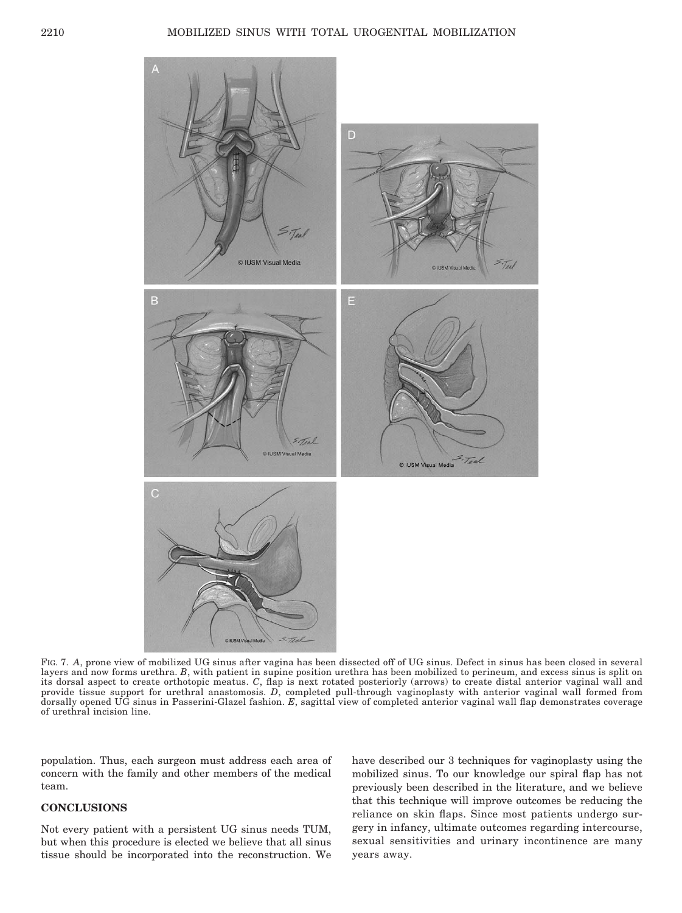FIG. 7. *A*, prone view of mobilized UG sinus after vagina has been dissected off of UG sinus. Defect in sinus has been closed in several layers and now forms urethra. *B*, with patient in supine position urethra has been mobilized to perineum, and excess sinus is split on its dorsal aspect to create orthotopic meatus. *C*, flap is next rotated posteriorly (arrows) to create distal anterior vaginal wall and provide tissue support for urethral anastomosis. *D*, completed pull-through vaginoplasty with anterior vaginal wall formed from dorsally opened UG sinus in Passerini-Glazel fashion. *E*, sagittal view of completed anterior vaginal wall flap demonstrates coverage of urethral incision line.

population. Thus, each surgeon must address each area of concern with the family and other members of the medical team.

## CONCLUSIONS

Not every patient with a persistent UG sinus needs TUM, but when this procedure is elected we believe that all sinus tissue should be incorporated into the reconstruction. We have described our 3 techniques for vaginoplasty using the mobilized sinus. To our knowledge our spiral flap has not previously been described in the literature, and we believe that this technique will improve outcomes be reducing the reliance on skin flaps. Since most patients undergo surgery in infancy, ultimate outcomes regarding intercourse, sexual sensitivities and urinary incontinence are many years away.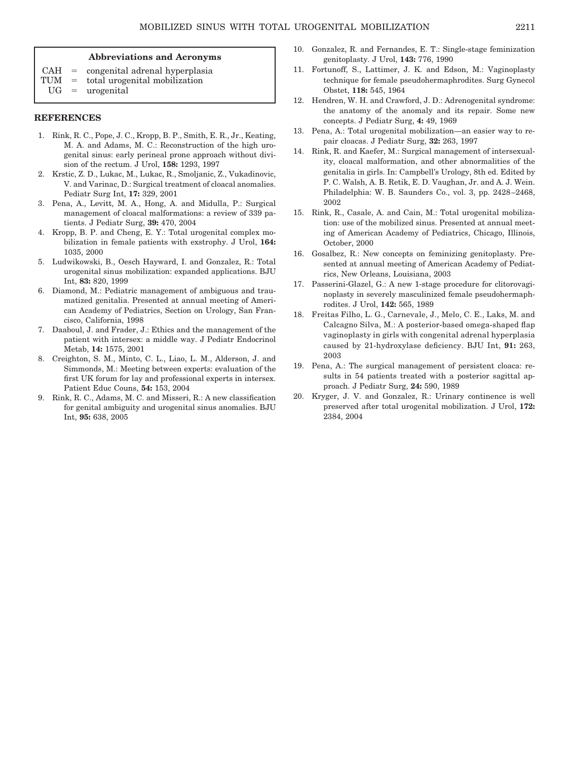## Abbreviations and Acronyms

CAH = congenital adrenal hyperplasia
TUM = total urogenital mobilization
UG = urogenital

## REFERENCES

1. Rink, R. C., Pope, J. C., Kropp, B. P., Smith, E. R., Jr., Keating, M. A. and Adams, M. C.: Reconstruction of the high urogenital sinus: early perineal prone approach without division of the rectum. J Urol, **158:** 1293, 1997
2. Krstic, Z. D., Lukac, M., Lukac, R., Smoljanic, Z., Vukadinovic, V. and Varinac, D.: Surgical treatment of cloacal anomalies. Pediatr Surg Int, **17:** 329, 2001
3. Pena, A., Levitt, M. A., Hong, A. and Midulla, P.: Surgical management of cloacal malformations: a review of 339 patients. J Pediatr Surg, **39:** 470, 2004
4. Kropp, B. P. and Cheng, E. Y.: Total urogenital complex mobilization in female patients with exstrophy. J Urol, **164:** 1035, 2000
5. Ludwikowski, B., Oesch Hayward, I. and Gonzalez, R.: Total urogenital sinus mobilization: expanded applications. BJU Int, **83:** 820, 1999
6. Diamond, M.: Pediatric management of ambiguous and traumatized genitalia. Presented at annual meeting of American Academy of Pediatrics, Section on Urology, San Francisco, California, 1998
7. Daaboul, J. and Frader, J.: Ethics and the management of the patient with intersex: a middle way. J Pediatr Endocrinol Metab, **14:** 1575, 2001
8. Creighton, S. M., Minto, C. L., Liao, L. M., Alderson, J. and Simmonds, M.: Meeting between experts: evaluation of the first UK forum for lay and professional experts in intersex. Patient Educ Couns, **54:** 153, 2004
9. Rink, R. C., Adams, M. C. and Misseri, R.: A new classification for genital ambiguity and urogenital sinus anomalies. BJU Int, **95:** 638, 2005
10. Gonzalez, R. and Fernandes, E. T.: Single-stage feminization genitoplasty. J Urol, **143:** 776, 1990
11. Fortunoff, S., Lattimer, J. K. and Edson, M.: Vaginoplasty technique for female pseudohermaphrodites. Surg Gynecol Obstet, **118:** 545, 1964
12. Hendren, W. H. and Crawford, J. D.: Adrenogenital syndrome: the anatomy of the anomaly and its repair. Some new concepts. J Pediatr Surg, **4:** 49, 1969
13. Pena, A.: Total urogenital mobilization—an easier way to repair cloacas. J Pediatr Surg, **32:** 263, 1997
14. Rink, R. and Kaefer, M.: Surgical management of intersexuality, cloacal malformation, and other abnormalities of the genitalia in girls. In: Campbell's Urology, 8th ed. Edited by P. C. Walsh, A. B. Retik, E. D. Vaughan, Jr. and A. J. Wein. Philadelphia: W. B. Saunders Co., vol. 3, pp. 2428–2468, 2002
15. Rink, R., Casale, A. and Cain, M.: Total urogenital mobilization: use of the mobilized sinus. Presented at annual meeting of American Academy of Pediatrics, Chicago, Illinois, October, 2000
16. Gosalbez, R.: New concepts on feminizing genitoplasty. Presented at annual meeting of American Academy of Pediatrics, New Orleans, Louisiana, 2003
17. Passerini-Glazel, G.: A new 1-stage procedure for clitorovaginoplasty in severely masculinized female pseudohermaphrodites. J Urol, **142:** 565, 1989
18. Freitas Filho, L. G., Carnevale, J., Melo, C. E., Laks, M. and Calcagno Silva, M.: A posterior-based omega-shaped flap vaginoplasty in girls with congenital adrenal hyperplasia caused by 21-hydroxylase deficiency. BJU Int, **91:** 263, 2003
19. Pena, A.: The surgical management of persistent cloaca: results in 54 patients treated with a posterior sagittal approach. J Pediatr Surg, **24:** 590, 1989
20. Kryger, J. V. and Gonzalez, R.: Urinary continence is well preserved after total urogenital mobilization. J Urol, **172:** 2384, 2004